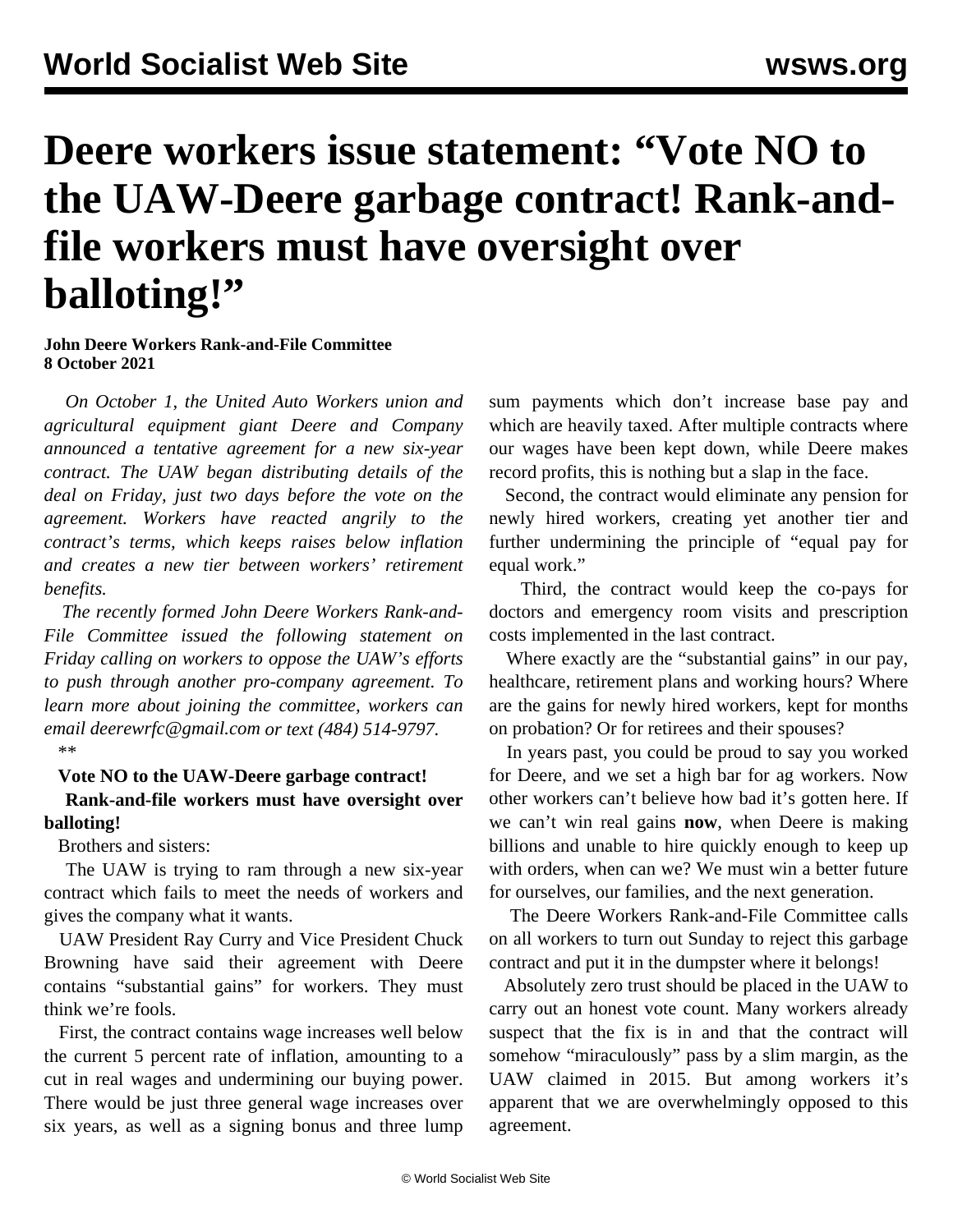# Deere workers issue statement: "Vote NO to the UAW-Deere garbage contract! Rank-and-file workers must have oversight over balloting!"

**John Deere Workers Rank-and-File Committee**
**8 October 2021**

*On October 1, the United Auto Workers union and agricultural equipment giant Deere and Company announced a tentative agreement for a new six-year contract. The UAW began distributing details of the deal on Friday, just two days before the vote on the agreement. Workers have reacted angrily to the contract's terms, which keeps raises below inflation and creates a new tier between workers' retirement benefits.*

*The recently formed John Deere Workers Rank-and-File Committee issued the following statement on Friday calling on workers to oppose the UAW's efforts to push through another pro-company agreement. To learn more about joining the committee, workers can email deerewrfc@gmail.com or text (484) 514-9797.*

**

**Vote NO to the UAW-Deere garbage contract!**

**Rank-and-file workers must have oversight over balloting!**

Brothers and sisters:

The UAW is trying to ram through a new six-year contract which fails to meet the needs of workers and gives the company what it wants.

UAW President Ray Curry and Vice President Chuck Browning have said their agreement with Deere contains "substantial gains" for workers. They must think we're fools.

First, the contract contains wage increases well below the current 5 percent rate of inflation, amounting to a cut in real wages and undermining our buying power. There would be just three general wage increases over six years, as well as a signing bonus and three lump sum payments which don't increase base pay and which are heavily taxed. After multiple contracts where our wages have been kept down, while Deere makes record profits, this is nothing but a slap in the face.

Second, the contract would eliminate any pension for newly hired workers, creating yet another tier and further undermining the principle of "equal pay for equal work."

Third, the contract would keep the co-pays for doctors and emergency room visits and prescription costs implemented in the last contract.

Where exactly are the "substantial gains" in our pay, healthcare, retirement plans and working hours? Where are the gains for newly hired workers, kept for months on probation? Or for retirees and their spouses?

In years past, you could be proud to say you worked for Deere, and we set a high bar for ag workers. Now other workers can't believe how bad it's gotten here. If we can't win real gains **now**, when Deere is making billions and unable to hire quickly enough to keep up with orders, when can we? We must win a better future for ourselves, our families, and the next generation.

The Deere Workers Rank-and-File Committee calls on all workers to turn out Sunday to reject this garbage contract and put it in the dumpster where it belongs!

Absolutely zero trust should be placed in the UAW to carry out an honest vote count. Many workers already suspect that the fix is in and that the contract will somehow "miraculously" pass by a slim margin, as the UAW claimed in 2015. But among workers it's apparent that we are overwhelmingly opposed to this agreement.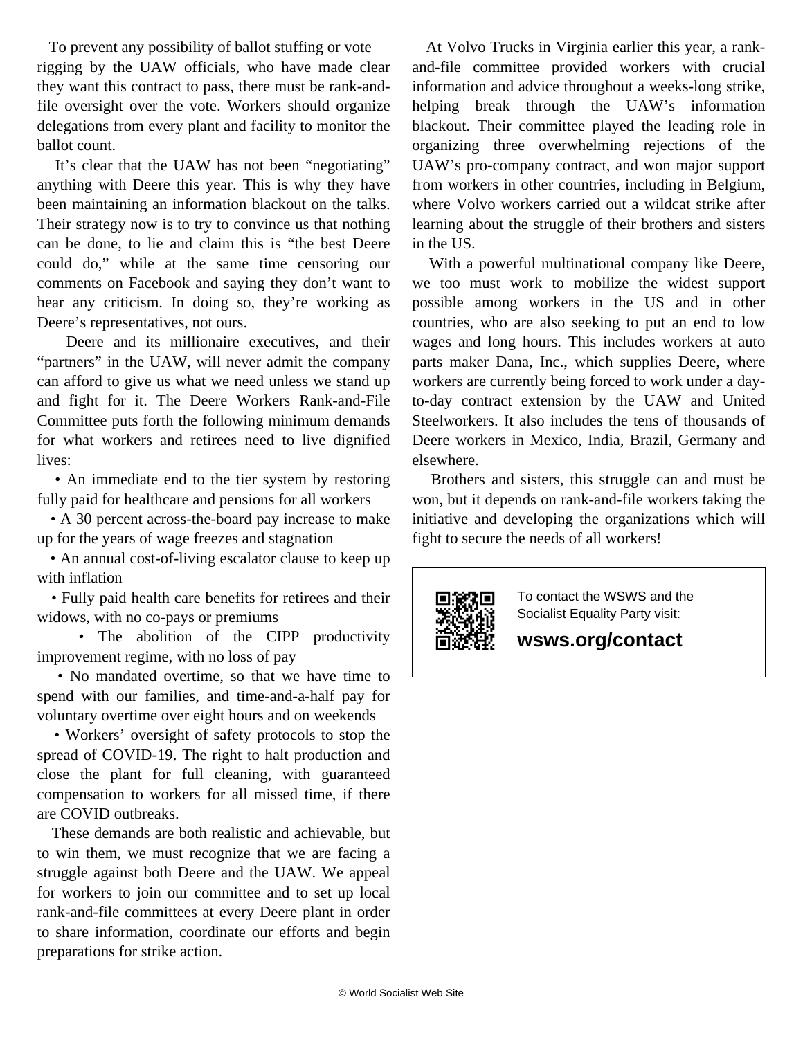To prevent any possibility of ballot stuffing or vote rigging by the UAW officials, who have made clear they want this contract to pass, there must be rank-and-file oversight over the vote. Workers should organize delegations from every plant and facility to monitor the ballot count.

It's clear that the UAW has not been "negotiating" anything with Deere this year. This is why they have been maintaining an information blackout on the talks. Their strategy now is to try to convince us that nothing can be done, to lie and claim this is "the best Deere could do," while at the same time censoring our comments on Facebook and saying they don't want to hear any criticism. In doing so, they're working as Deere's representatives, not ours.

Deere and its millionaire executives, and their "partners" in the UAW, will never admit the company can afford to give us what we need unless we stand up and fight for it. The Deere Workers Rank-and-File Committee puts forth the following minimum demands for what workers and retirees need to live dignified lives:

- An immediate end to the tier system by restoring fully paid for healthcare and pensions for all workers
- A 30 percent across-the-board pay increase to make up for the years of wage freezes and stagnation
- An annual cost-of-living escalator clause to keep up with inflation
- Fully paid health care benefits for retirees and their widows, with no co-pays or premiums
- The abolition of the CIPP productivity improvement regime, with no loss of pay
- No mandated overtime, so that we have time to spend with our families, and time-and-a-half pay for voluntary overtime over eight hours and on weekends
- Workers' oversight of safety protocols to stop the spread of COVID-19. The right to halt production and close the plant for full cleaning, with guaranteed compensation to workers for all missed time, if there are COVID outbreaks.

These demands are both realistic and achievable, but to win them, we must recognize that we are facing a struggle against both Deere and the UAW. We appeal for workers to join our committee and to set up local rank-and-file committees at every Deere plant in order to share information, coordinate our efforts and begin preparations for strike action.

At Volvo Trucks in Virginia earlier this year, a rank-and-file committee provided workers with crucial information and advice throughout a weeks-long strike, helping break through the UAW's information blackout. Their committee played the leading role in organizing three overwhelming rejections of the UAW's pro-company contract, and won major support from workers in other countries, including in Belgium, where Volvo workers carried out a wildcat strike after learning about the struggle of their brothers and sisters in the US.

With a powerful multinational company like Deere, we too must work to mobilize the widest support possible among workers in the US and in other countries, who are also seeking to put an end to low wages and long hours. This includes workers at auto parts maker Dana, Inc., which supplies Deere, where workers are currently being forced to work under a day-to-day contract extension by the UAW and United Steelworkers. It also includes the tens of thousands of Deere workers in Mexico, India, Brazil, Germany and elsewhere.

Brothers and sisters, this struggle can and must be won, but it depends on rank-and-file workers taking the initiative and developing the organizations which will fight to secure the needs of all workers!

To contact the WSWS and the Socialist Equality Party visit:

**wsws.org/contact**